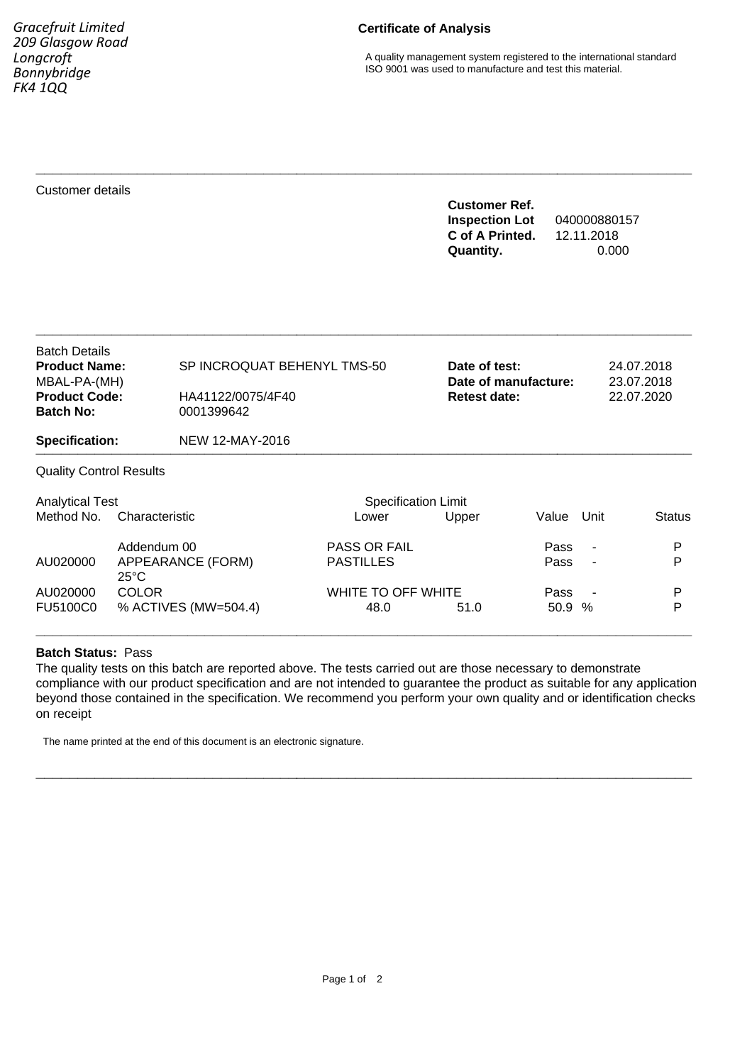*Gracefruit Limited*
*209 Glasgow Road*
*Longcroft*
*Bonnybridge*
*FK4 1QQ*

**Certificate of Analysis**

A quality management system registered to the international standard ISO 9001 was used to manufacture and test this material.

---

Customer details

**Customer Ref.**
**Inspection Lot** 040000880157
**C of A Printed.** 12.11.2018
**Quantity.** 0.000

---

Batch Details

| | | | |
|---|---|---|---|
| **Product Name:** | SP INCROQUAT BEHENYL TMS-50 | **Date of test:** | 24.07.2018 |
| MBAL-PA-(MH) | | **Date of manufacture:** | 23.07.2018 |
| **Product Code:** | HA41122/0075/4F40 | **Retest date:** | 22.07.2020 |
| **Batch No:** | 0001399642 | | |
| **Specification:** | NEW 12-MAY-2016 | | |

---

Quality Control Results

| Analytical Test Method No. | Characteristic | Specification Limit Lower | Specification Limit Upper | Value | Unit | Status |
|---|---|---|---|---|---|---|
| | Addendum 00 | PASS OR FAIL | | Pass | - | P |
| AU020000 | APPEARANCE (FORM) 25°C | PASTILLES | | Pass | - | P |
| AU020000 | COLOR | WHITE TO OFF WHITE | | Pass | - | P |
| FU5100C0 | % ACTIVES (MW=504.4) | 48.0 | 51.0 | 50.9 | % | P |

---

**Batch Status:** Pass

The quality tests on this batch are reported above. The tests carried out are those necessary to demonstrate compliance with our product specification and are not intended to guarantee the product as suitable for any application beyond those contained in the specification. We recommend you perform your own quality and or identification checks on receipt

The name printed at the end of this document is an electronic signature.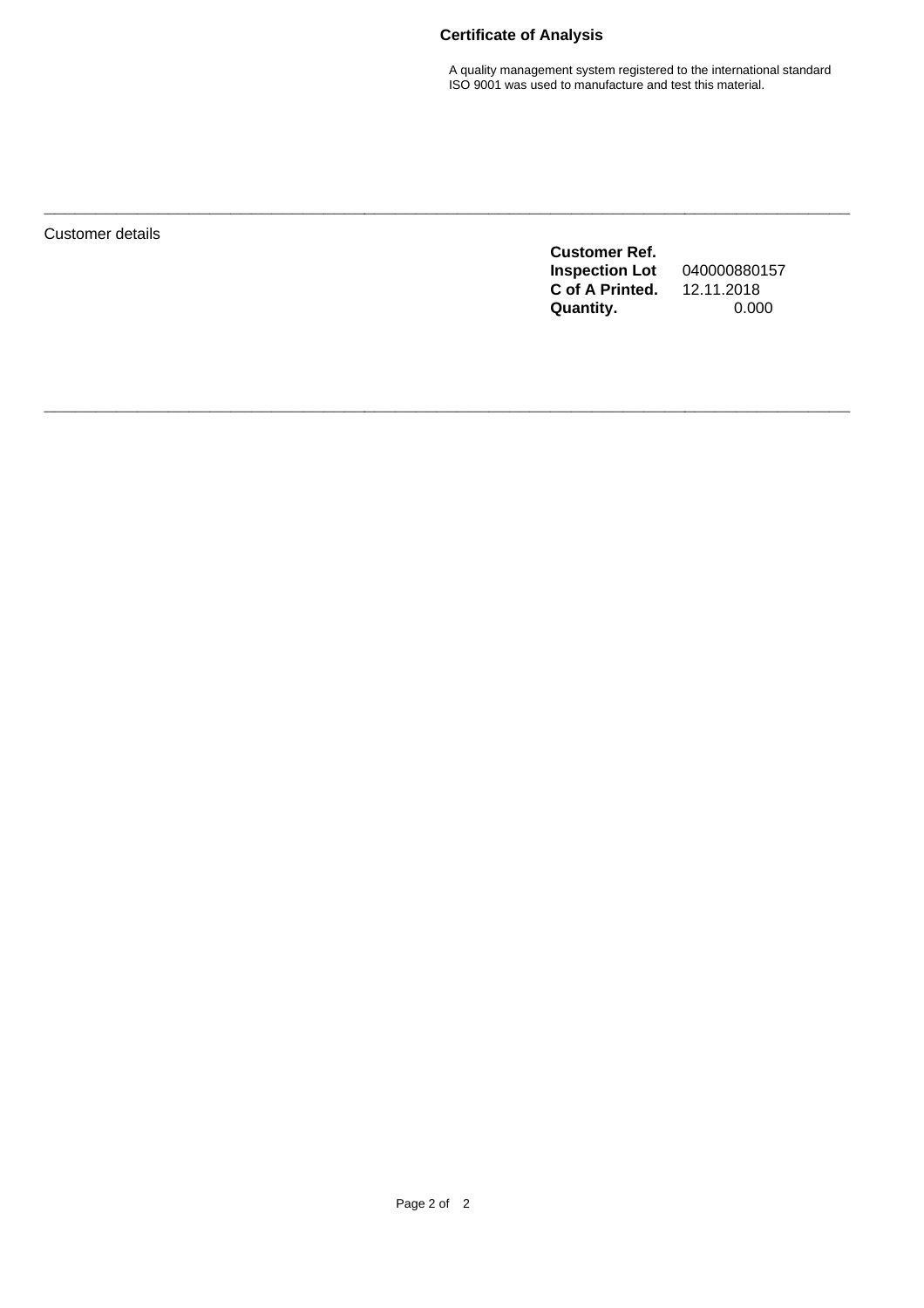**Certificate of Analysis**

A quality management system registered to the international standard ISO 9001 was used to manufacture and test this material.

---

Customer details

| | |
|---|---|
| **Customer Ref.** | |
| **Inspection Lot** | 040000880157 |
| **C of A Printed.** | 12.11.2018 |
| **Quantity.** | 0.000 |

---